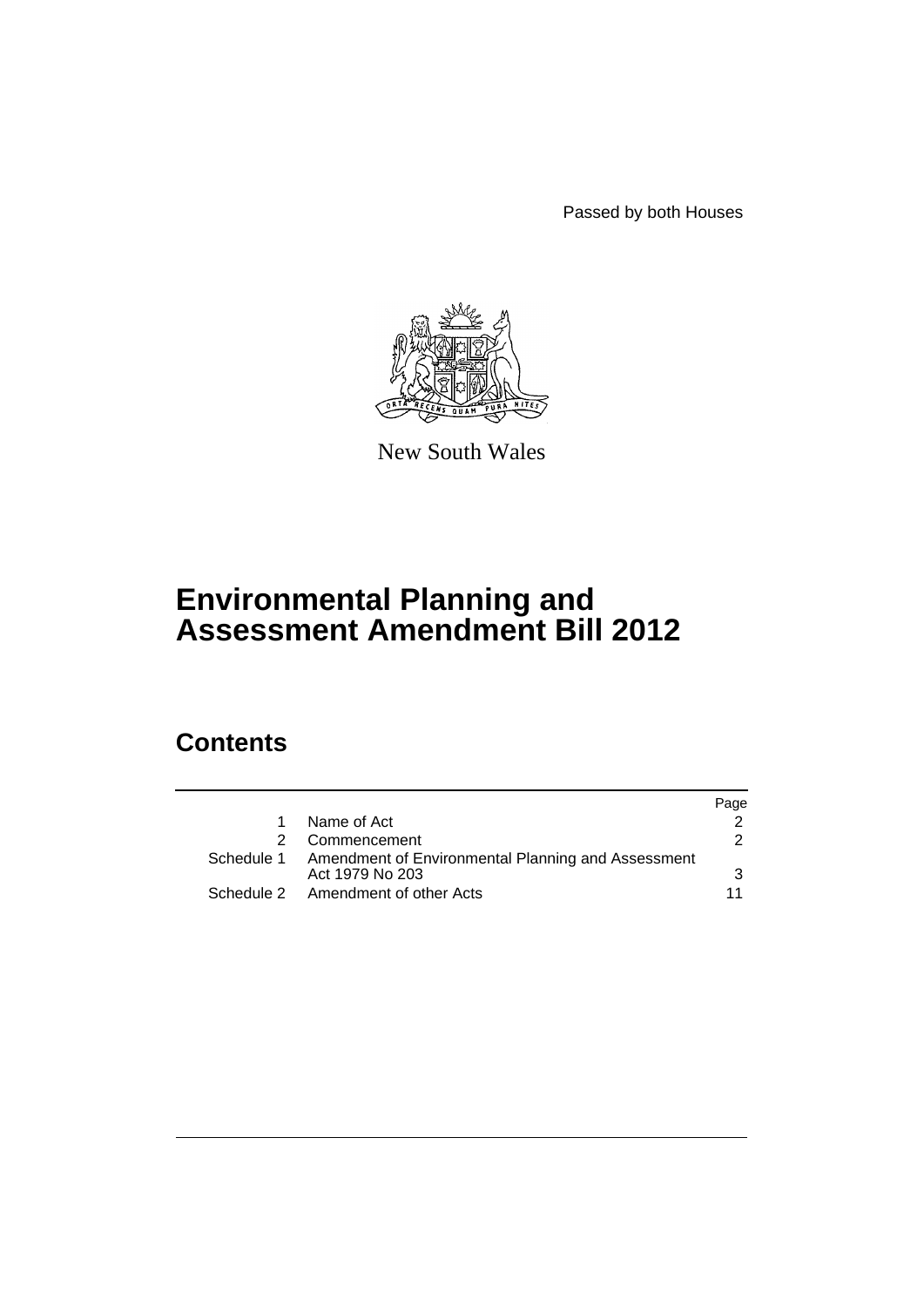Passed by both Houses

New South Wales

# Environmental Planning and Assessment Amendment Bill 2012

## Contents

| | | Page |
|---|---|---|
| 1 | Name of Act | 2 |
| 2 | Commencement | 2 |
| Schedule 1 | Amendment of Environmental Planning and Assessment Act 1979 No 203 | 3 |
| Schedule 2 | Amendment of other Acts | 11 |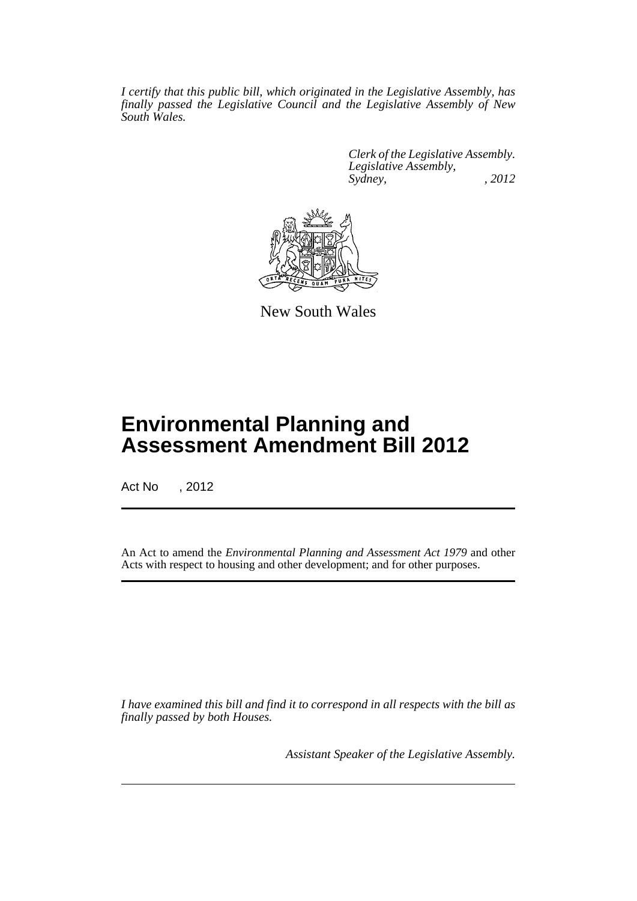*I certify that this public bill, which originated in the Legislative Assembly, has finally passed the Legislative Council and the Legislative Assembly of New South Wales.*

*Clerk of the Legislative Assembly.*
*Legislative Assembly,*
*Sydney, , 2012*

New South Wales

# Environmental Planning and Assessment Amendment Bill 2012

Act No , 2012

An Act to amend the *Environmental Planning and Assessment Act 1979* and other Acts with respect to housing and other development; and for other purposes.

*I have examined this bill and find it to correspond in all respects with the bill as finally passed by both Houses.*

*Assistant Speaker of the Legislative Assembly.*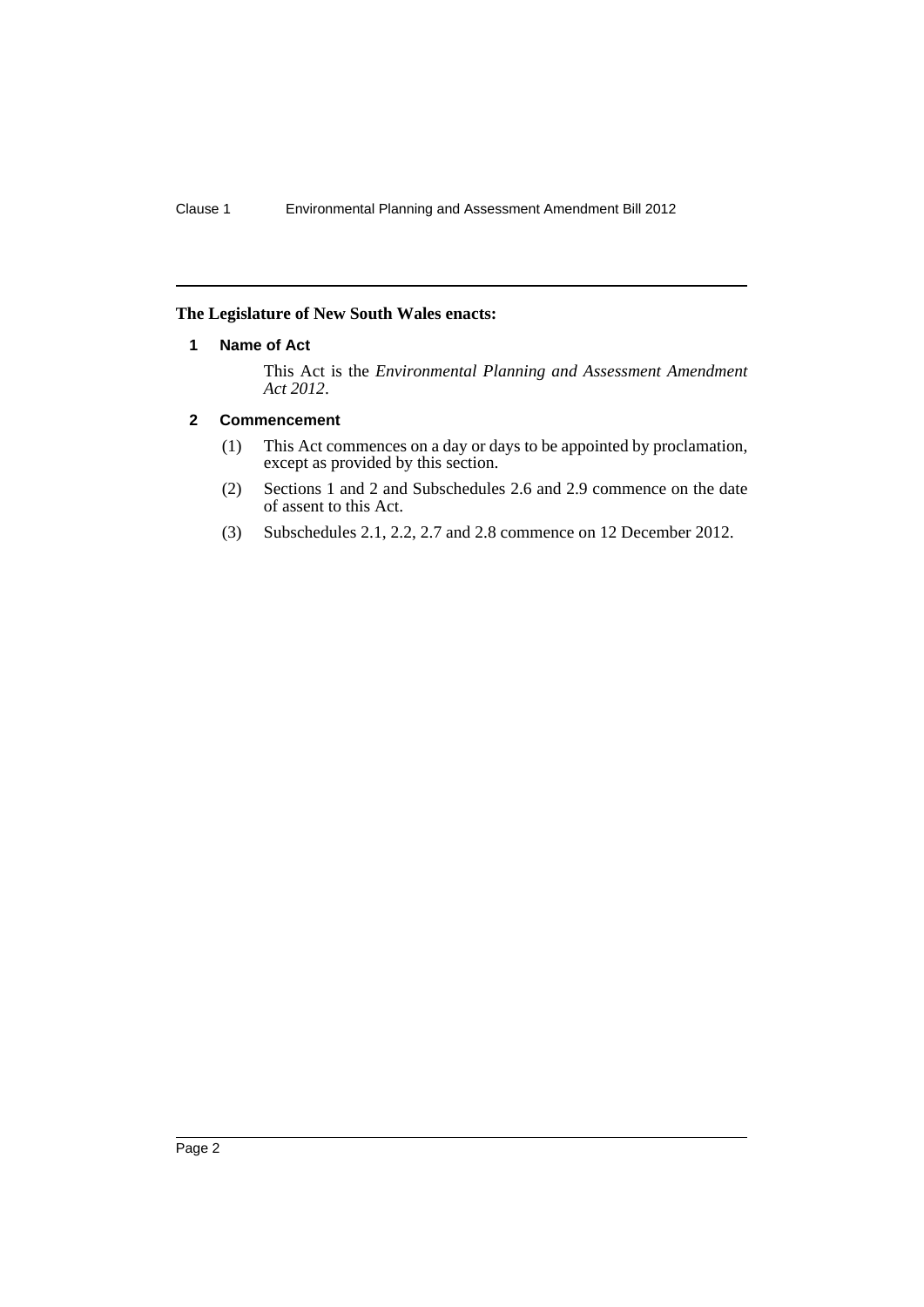**The Legislature of New South Wales enacts:**

## 1 Name of Act

This Act is the *Environmental Planning and Assessment Amendment Act 2012*.

## 2 Commencement

(1) This Act commences on a day or days to be appointed by proclamation, except as provided by this section.

(2) Sections 1 and 2 and Subschedules 2.6 and 2.9 commence on the date of assent to this Act.

(3) Subschedules 2.1, 2.2, 2.7 and 2.8 commence on 12 December 2012.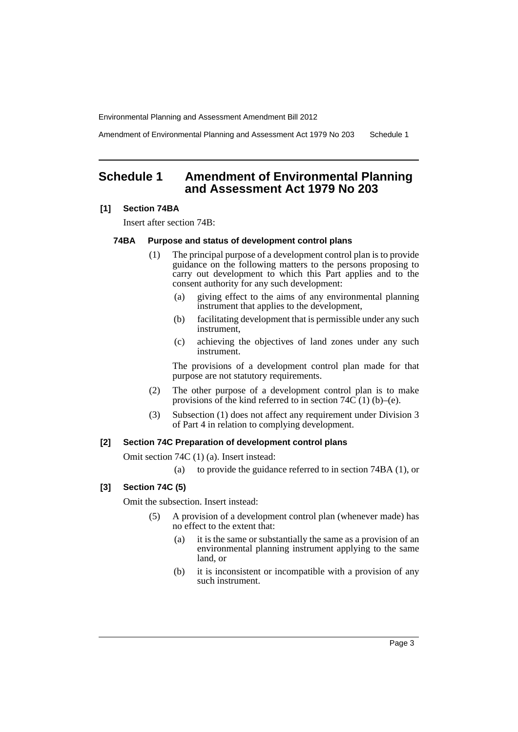## Schedule 1 Amendment of Environmental Planning and Assessment Act 1979 No 203

**[1] Section 74BA**

Insert after section 74B:

**74BA Purpose and status of development control plans**

(1) The principal purpose of a development control plan is to provide guidance on the following matters to the persons proposing to carry out development to which this Part applies and to the consent authority for any such development:

(a) giving effect to the aims of any environmental planning instrument that applies to the development,

(b) facilitating development that is permissible under any such instrument,

(c) achieving the objectives of land zones under any such instrument.

The provisions of a development control plan made for that purpose are not statutory requirements.

(2) The other purpose of a development control plan is to make provisions of the kind referred to in section 74C (1) (b)–(e).

(3) Subsection (1) does not affect any requirement under Division 3 of Part 4 in relation to complying development.

**[2] Section 74C Preparation of development control plans**

Omit section 74C (1) (a). Insert instead:

(a) to provide the guidance referred to in section 74BA (1), or

**[3] Section 74C (5)**

Omit the subsection. Insert instead:

(5) A provision of a development control plan (whenever made) has no effect to the extent that:

(a) it is the same or substantially the same as a provision of an environmental planning instrument applying to the same land, or

(b) it is inconsistent or incompatible with a provision of any such instrument.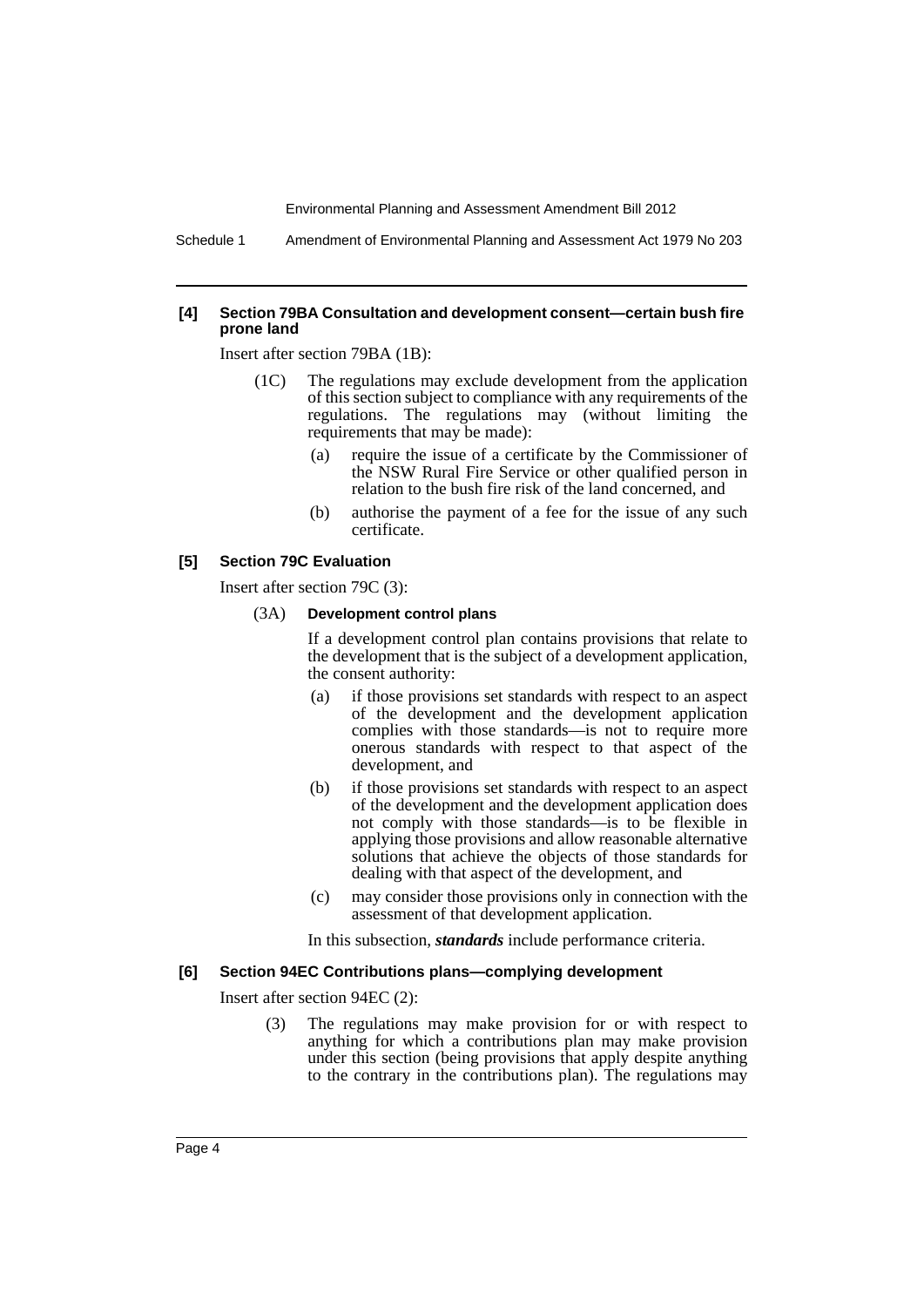#### [4] Section 79BA Consultation and development consent—certain bush fire prone land

Insert after section 79BA (1B):

(1C) The regulations may exclude development from the application of this section subject to compliance with any requirements of the regulations. The regulations may (without limiting the requirements that may be made):

- (a) require the issue of a certificate by the Commissioner of the NSW Rural Fire Service or other qualified person in relation to the bush fire risk of the land concerned, and
- (b) authorise the payment of a fee for the issue of any such certificate.

#### [5] Section 79C Evaluation

Insert after section 79C (3):

(3A) **Development control plans**

If a development control plan contains provisions that relate to the development that is the subject of a development application, the consent authority:

- (a) if those provisions set standards with respect to an aspect of the development and the development application complies with those standards—is not to require more onerous standards with respect to that aspect of the development, and
- (b) if those provisions set standards with respect to an aspect of the development and the development application does not comply with those standards—is to be flexible in applying those provisions and allow reasonable alternative solutions that achieve the objects of those standards for dealing with that aspect of the development, and
- (c) may consider those provisions only in connection with the assessment of that development application.

In this subsection, ***standards*** include performance criteria.

#### [6] Section 94EC Contributions plans—complying development

Insert after section 94EC (2):

(3) The regulations may make provision for or with respect to anything for which a contributions plan may make provision under this section (being provisions that apply despite anything to the contrary in the contributions plan). The regulations may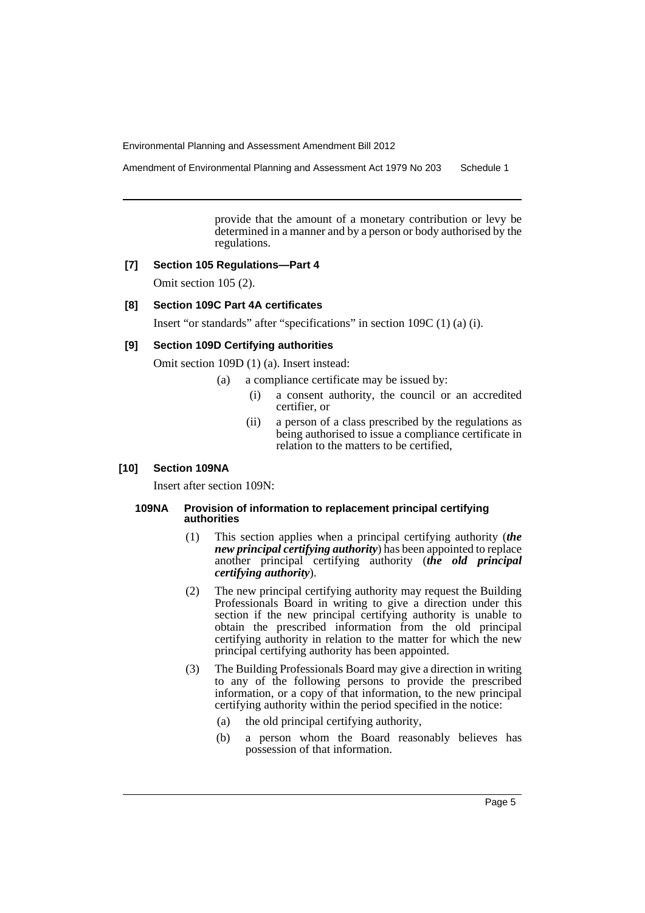provide that the amount of a monetary contribution or levy be determined in a manner and by a person or body authorised by the regulations.

**[7] Section 105 Regulations—Part 4**

Omit section 105 (2).

**[8] Section 109C Part 4A certificates**

Insert "or standards" after "specifications" in section 109C (1) (a) (i).

**[9] Section 109D Certifying authorities**

Omit section 109D (1) (a). Insert instead:

- (a) a compliance certificate may be issued by:
  - (i) a consent authority, the council or an accredited certifier, or
  - (ii) a person of a class prescribed by the regulations as being authorised to issue a compliance certificate in relation to the matters to be certified,

**[10] Section 109NA**

Insert after section 109N:

**109NA Provision of information to replacement principal certifying authorities**

(1) This section applies when a principal certifying authority (***the new principal certifying authority***) has been appointed to replace another principal certifying authority (***the old principal certifying authority***).

(2) The new principal certifying authority may request the Building Professionals Board in writing to give a direction under this section if the new principal certifying authority is unable to obtain the prescribed information from the old principal certifying authority in relation to the matter for which the new principal certifying authority has been appointed.

(3) The Building Professionals Board may give a direction in writing to any of the following persons to provide the prescribed information, or a copy of that information, to the new principal certifying authority within the period specified in the notice:

- (a) the old principal certifying authority,
- (b) a person whom the Board reasonably believes has possession of that information.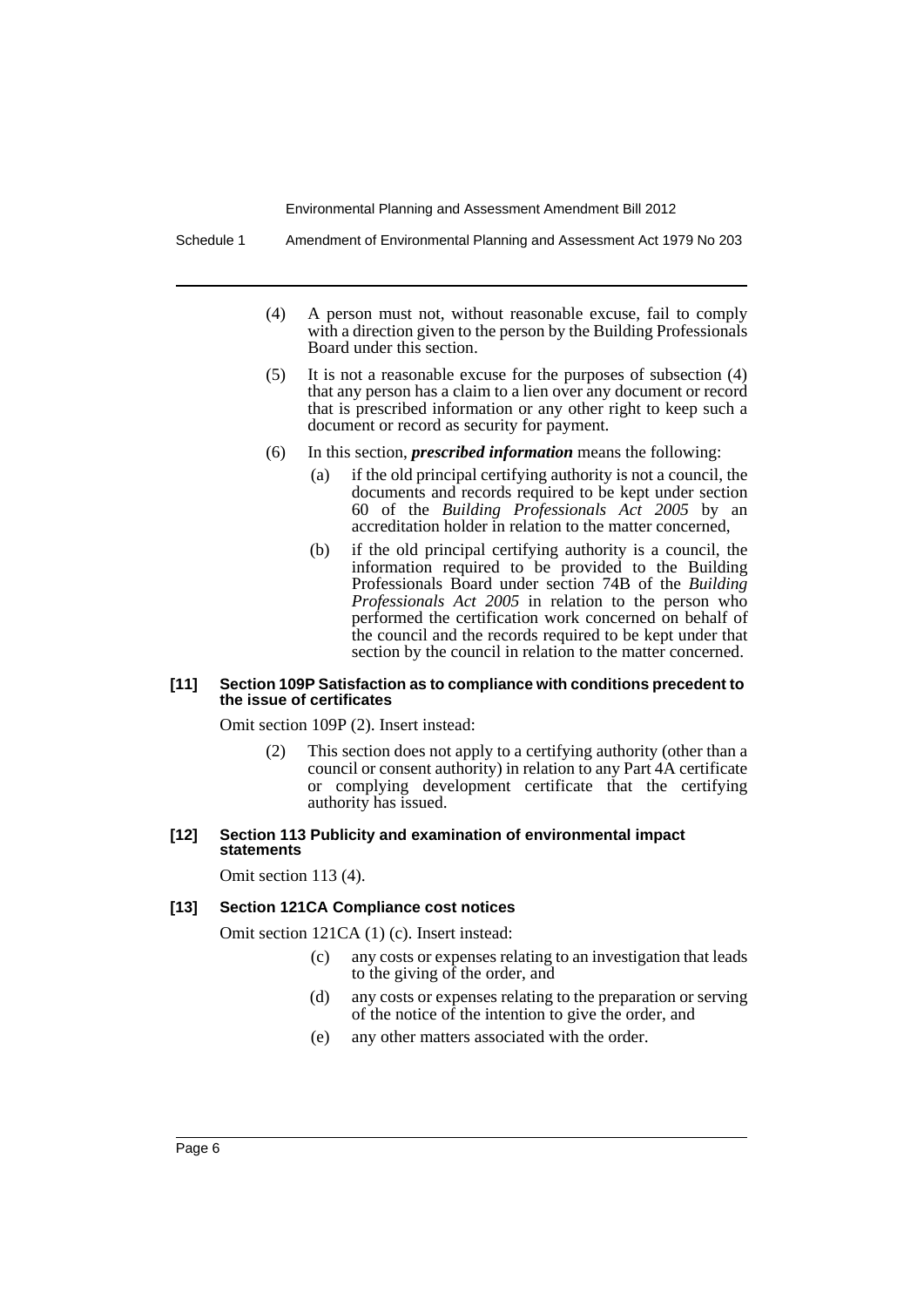(4) A person must not, without reasonable excuse, fail to comply with a direction given to the person by the Building Professionals Board under this section.

(5) It is not a reasonable excuse for the purposes of subsection (4) that any person has a claim to a lien over any document or record that is prescribed information or any other right to keep such a document or record as security for payment.

(6) In this section, ***prescribed information*** means the following:

- (a) if the old principal certifying authority is not a council, the documents and records required to be kept under section 60 of the *Building Professionals Act 2005* by an accreditation holder in relation to the matter concerned,
- (b) if the old principal certifying authority is a council, the information required to be provided to the Building Professionals Board under section 74B of the *Building Professionals Act 2005* in relation to the person who performed the certification work concerned on behalf of the council and the records required to be kept under that section by the council in relation to the matter concerned.

#### [11] Section 109P Satisfaction as to compliance with conditions precedent to the issue of certificates

Omit section 109P (2). Insert instead:

(2) This section does not apply to a certifying authority (other than a council or consent authority) in relation to any Part 4A certificate or complying development certificate that the certifying authority has issued.

#### [12] Section 113 Publicity and examination of environmental impact statements

Omit section 113 (4).

#### [13] Section 121CA Compliance cost notices

Omit section 121CA (1) (c). Insert instead:

- (c) any costs or expenses relating to an investigation that leads to the giving of the order, and
- (d) any costs or expenses relating to the preparation or serving of the notice of the intention to give the order, and
- (e) any other matters associated with the order.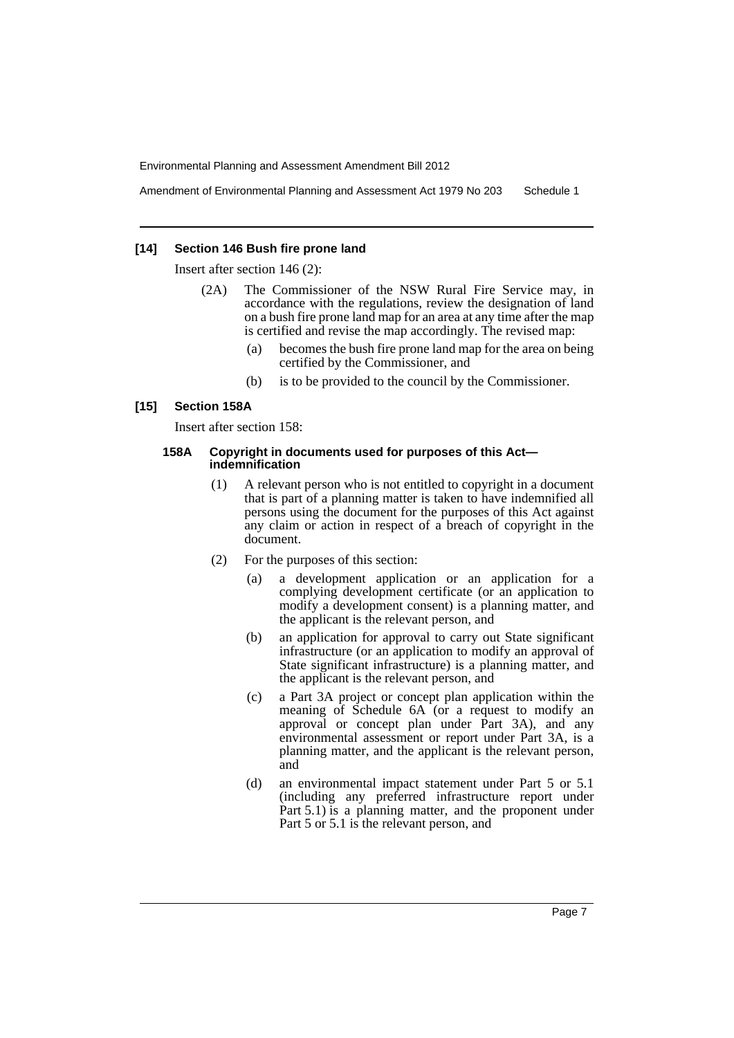#### [14] Section 146 Bush fire prone land

Insert after section 146 (2):

(2A) The Commissioner of the NSW Rural Fire Service may, in accordance with the regulations, review the designation of land on a bush fire prone land map for an area at any time after the map is certified and revise the map accordingly. The revised map:

(a) becomes the bush fire prone land map for the area on being certified by the Commissioner, and

(b) is to be provided to the council by the Commissioner.

#### [15] Section 158A

Insert after section 158:

**158A Copyright in documents used for purposes of this Act—indemnification**

(1) A relevant person who is not entitled to copyright in a document that is part of a planning matter is taken to have indemnified all persons using the document for the purposes of this Act against any claim or action in respect of a breach of copyright in the document.

(2) For the purposes of this section:

(a) a development application or an application for a complying development certificate (or an application to modify a development consent) is a planning matter, and the applicant is the relevant person, and

(b) an application for approval to carry out State significant infrastructure (or an application to modify an approval of State significant infrastructure) is a planning matter, and the applicant is the relevant person, and

(c) a Part 3A project or concept plan application within the meaning of Schedule 6A (or a request to modify an approval or concept plan under Part 3A), and any environmental assessment or report under Part 3A, is a planning matter, and the applicant is the relevant person, and

(d) an environmental impact statement under Part 5 or 5.1 (including any preferred infrastructure report under Part 5.1) is a planning matter, and the proponent under Part 5 or 5.1 is the relevant person, and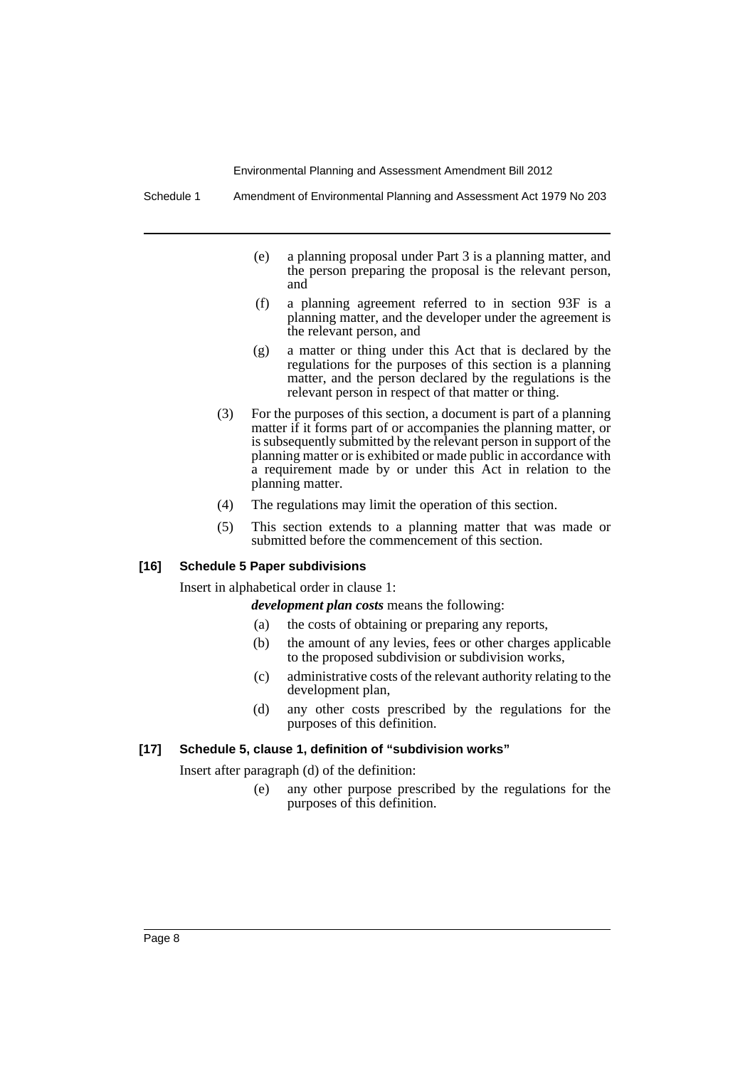- (e) a planning proposal under Part 3 is a planning matter, and the person preparing the proposal is the relevant person, and
- (f) a planning agreement referred to in section 93F is a planning matter, and the developer under the agreement is the relevant person, and
- (g) a matter or thing under this Act that is declared by the regulations for the purposes of this section is a planning matter, and the person declared by the regulations is the relevant person in respect of that matter or thing.

(3) For the purposes of this section, a document is part of a planning matter if it forms part of or accompanies the planning matter, or is subsequently submitted by the relevant person in support of the planning matter or is exhibited or made public in accordance with a requirement made by or under this Act in relation to the planning matter.

(4) The regulations may limit the operation of this section.

(5) This section extends to a planning matter that was made or submitted before the commencement of this section.

**[16] Schedule 5 Paper subdivisions**

Insert in alphabetical order in clause 1:

***development plan costs*** means the following:

- (a) the costs of obtaining or preparing any reports,
- (b) the amount of any levies, fees or other charges applicable to the proposed subdivision or subdivision works,
- (c) administrative costs of the relevant authority relating to the development plan,
- (d) any other costs prescribed by the regulations for the purposes of this definition.

**[17] Schedule 5, clause 1, definition of "subdivision works"**

Insert after paragraph (d) of the definition:

- (e) any other purpose prescribed by the regulations for the purposes of this definition.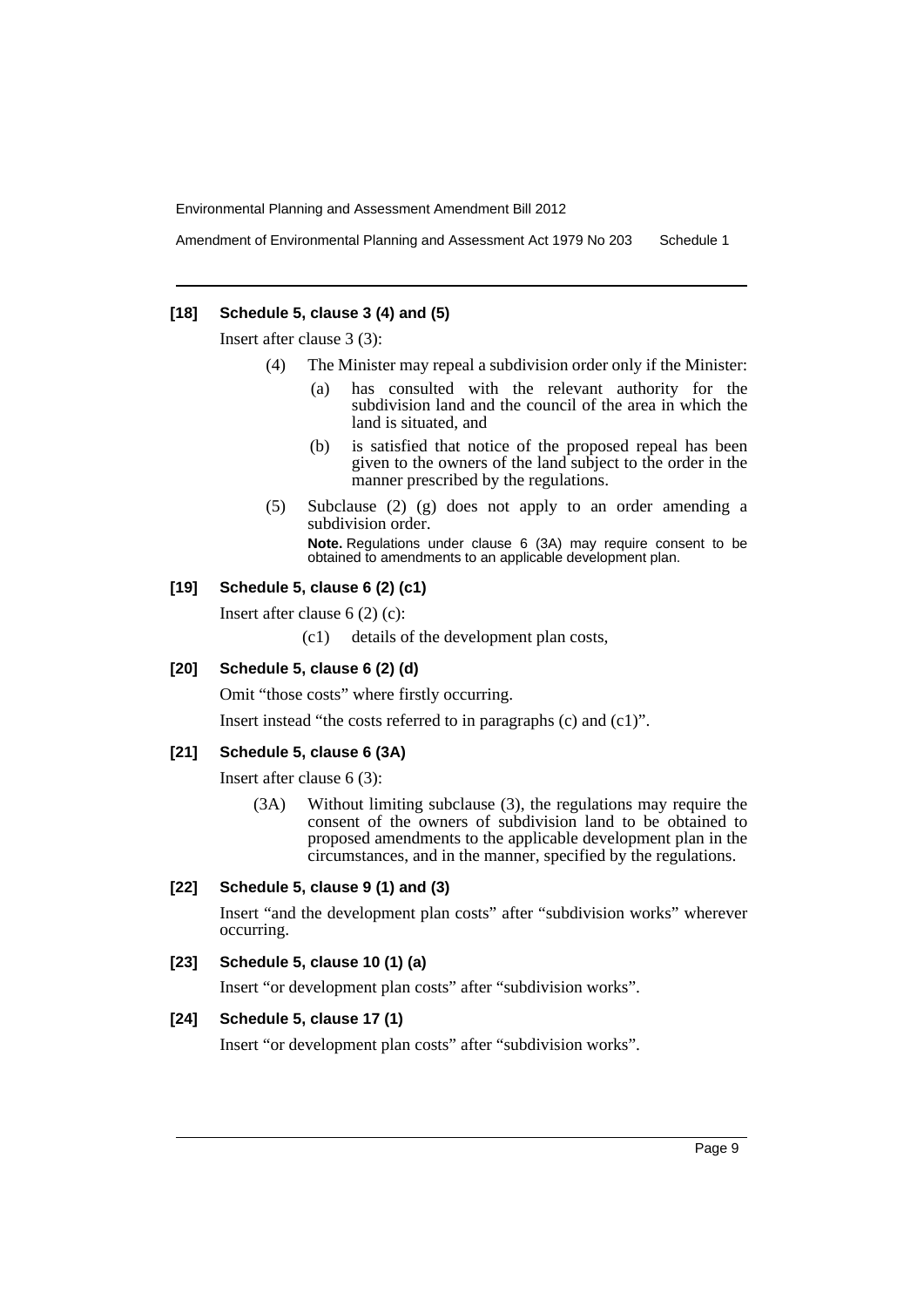**[18] Schedule 5, clause 3 (4) and (5)**

Insert after clause 3 (3):

> (4) The Minister may repeal a subdivision order only if the Minister:
>
> (a) has consulted with the relevant authority for the subdivision land and the council of the area in which the land is situated, and
>
> (b) is satisfied that notice of the proposed repeal has been given to the owners of the land subject to the order in the manner prescribed by the regulations.
>
> (5) Subclause (2) (g) does not apply to an order amending a subdivision order.
>
> **Note.** Regulations under clause 6 (3A) may require consent to be obtained to amendments to an applicable development plan.

**[19] Schedule 5, clause 6 (2) (c1)**

Insert after clause 6 (2) (c):

> (c1) details of the development plan costs,

**[20] Schedule 5, clause 6 (2) (d)**

Omit "those costs" where firstly occurring.

Insert instead "the costs referred to in paragraphs (c) and (c1)".

**[21] Schedule 5, clause 6 (3A)**

Insert after clause 6 (3):

> (3A) Without limiting subclause (3), the regulations may require the consent of the owners of subdivision land to be obtained to proposed amendments to the applicable development plan in the circumstances, and in the manner, specified by the regulations.

**[22] Schedule 5, clause 9 (1) and (3)**

Insert "and the development plan costs" after "subdivision works" wherever occurring.

**[23] Schedule 5, clause 10 (1) (a)**

Insert "or development plan costs" after "subdivision works".

**[24] Schedule 5, clause 17 (1)**

Insert "or development plan costs" after "subdivision works".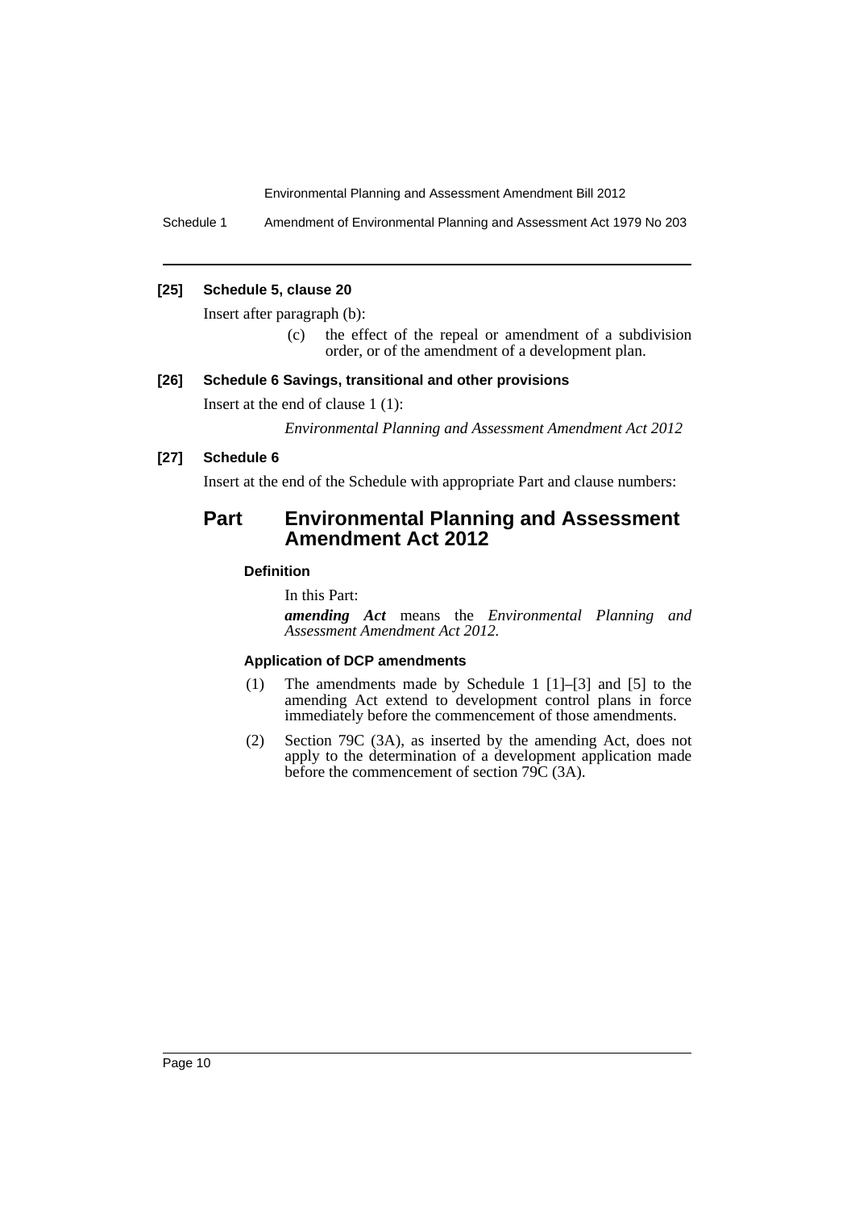**[25] Schedule 5, clause 20**

Insert after paragraph (b):

> (c) the effect of the repeal or amendment of a subdivision order, or of the amendment of a development plan.

**[26] Schedule 6 Savings, transitional and other provisions**

Insert at the end of clause 1 (1):

> *Environmental Planning and Assessment Amendment Act 2012*

**[27] Schedule 6**

Insert at the end of the Schedule with appropriate Part and clause numbers:

## Part Environmental Planning and Assessment Amendment Act 2012

#### Definition

In this Part:

***amending Act*** means the *Environmental Planning and Assessment Amendment Act 2012*.

#### Application of DCP amendments

(1) The amendments made by Schedule 1 [1]–[3] and [5] to the amending Act extend to development control plans in force immediately before the commencement of those amendments.

(2) Section 79C (3A), as inserted by the amending Act, does not apply to the determination of a development application made before the commencement of section 79C (3A).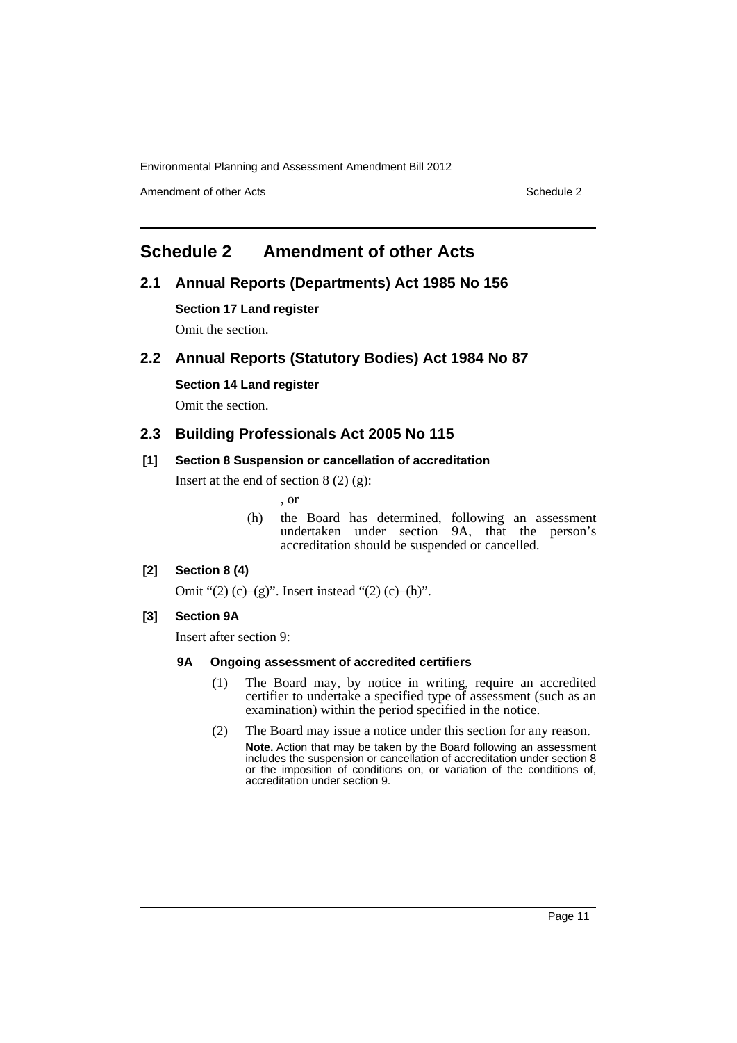# Schedule 2 Amendment of other Acts

## 2.1 Annual Reports (Departments) Act 1985 No 156

**Section 17 Land register**

Omit the section.

## 2.2 Annual Reports (Statutory Bodies) Act 1984 No 87

**Section 14 Land register**

Omit the section.

## 2.3 Building Professionals Act 2005 No 115

**[1] Section 8 Suspension or cancellation of accreditation**

Insert at the end of section 8 (2) (g):

, or

(h) the Board has determined, following an assessment undertaken under section 9A, that the person's accreditation should be suspended or cancelled.

**[2] Section 8 (4)**

Omit "(2) (c)–(g)". Insert instead "(2) (c)–(h)".

**[3] Section 9A**

Insert after section 9:

**9A Ongoing assessment of accredited certifiers**

(1) The Board may, by notice in writing, require an accredited certifier to undertake a specified type of assessment (such as an examination) within the period specified in the notice.

(2) The Board may issue a notice under this section for any reason.

**Note.** Action that may be taken by the Board following an assessment includes the suspension or cancellation of accreditation under section 8 or the imposition of conditions on, or variation of the conditions of, accreditation under section 9.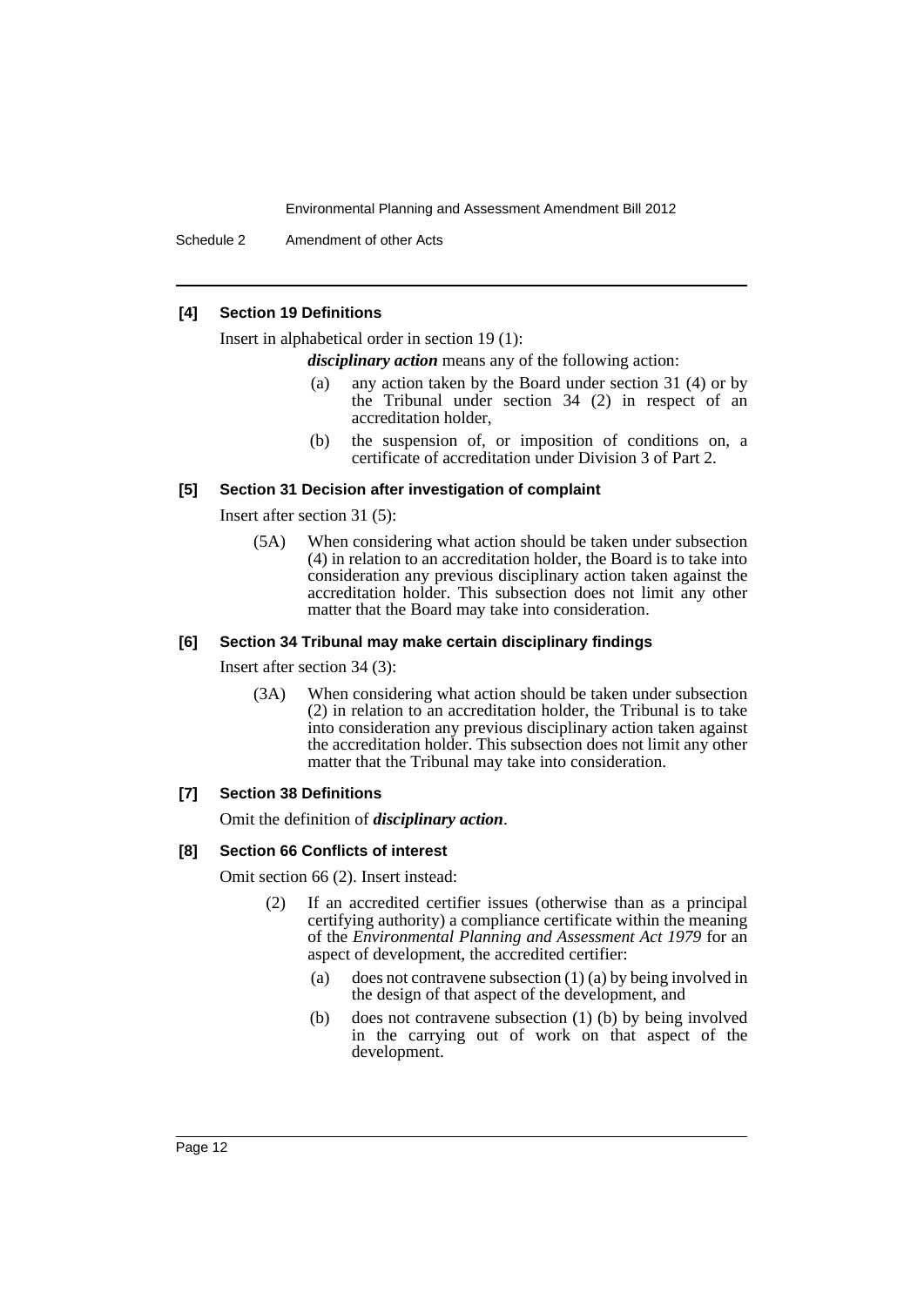**[4] Section 19 Definitions**

Insert in alphabetical order in section 19 (1):

***disciplinary action*** means any of the following action:

(a) any action taken by the Board under section 31 (4) or by the Tribunal under section 34 (2) in respect of an accreditation holder,

(b) the suspension of, or imposition of conditions on, a certificate of accreditation under Division 3 of Part 2.

**[5] Section 31 Decision after investigation of complaint**

Insert after section 31 (5):

(5A) When considering what action should be taken under subsection (4) in relation to an accreditation holder, the Board is to take into consideration any previous disciplinary action taken against the accreditation holder. This subsection does not limit any other matter that the Board may take into consideration.

**[6] Section 34 Tribunal may make certain disciplinary findings**

Insert after section 34 (3):

(3A) When considering what action should be taken under subsection (2) in relation to an accreditation holder, the Tribunal is to take into consideration any previous disciplinary action taken against the accreditation holder. This subsection does not limit any other matter that the Tribunal may take into consideration.

**[7] Section 38 Definitions**

Omit the definition of ***disciplinary action***.

**[8] Section 66 Conflicts of interest**

Omit section 66 (2). Insert instead:

(2) If an accredited certifier issues (otherwise than as a principal certifying authority) a compliance certificate within the meaning of the *Environmental Planning and Assessment Act 1979* for an aspect of development, the accredited certifier:

(a) does not contravene subsection (1) (a) by being involved in the design of that aspect of the development, and

(b) does not contravene subsection (1) (b) by being involved in the carrying out of work on that aspect of the development.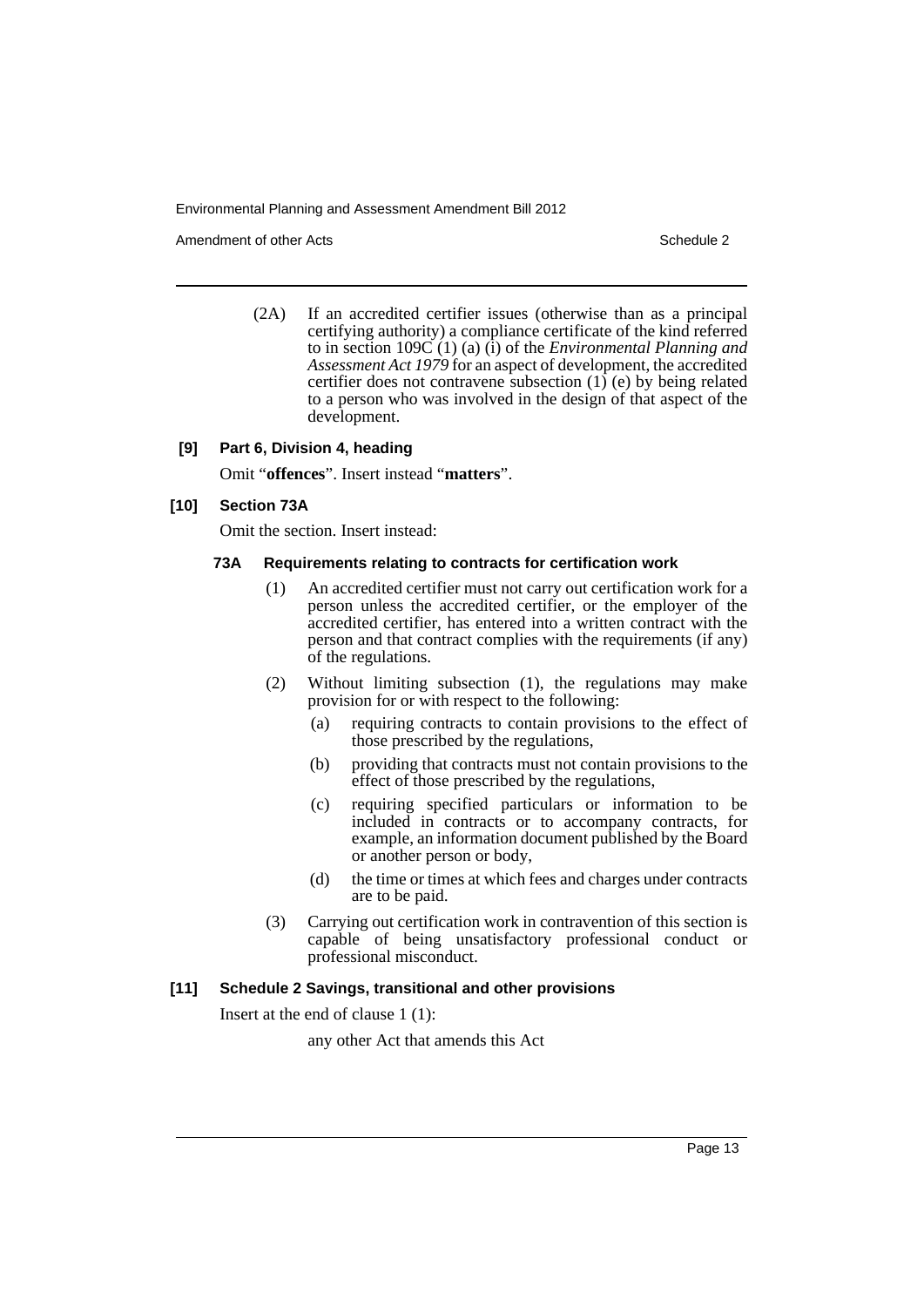(2A) If an accredited certifier issues (otherwise than as a principal certifying authority) a compliance certificate of the kind referred to in section 109C (1) (a) (i) of the *Environmental Planning and Assessment Act 1979* for an aspect of development, the accredited certifier does not contravene subsection (1) (e) by being related to a person who was involved in the design of that aspect of the development.

**[9] Part 6, Division 4, heading**

Omit "**offences**". Insert instead "**matters**".

**[10] Section 73A**

Omit the section. Insert instead:

**73A Requirements relating to contracts for certification work**

(1) An accredited certifier must not carry out certification work for a person unless the accredited certifier, or the employer of the accredited certifier, has entered into a written contract with the person and that contract complies with the requirements (if any) of the regulations.

(2) Without limiting subsection (1), the regulations may make provision for or with respect to the following:

- (a) requiring contracts to contain provisions to the effect of those prescribed by the regulations,
- (b) providing that contracts must not contain provisions to the effect of those prescribed by the regulations,
- (c) requiring specified particulars or information to be included in contracts or to accompany contracts, for example, an information document published by the Board or another person or body,
- (d) the time or times at which fees and charges under contracts are to be paid.

(3) Carrying out certification work in contravention of this section is capable of being unsatisfactory professional conduct or professional misconduct.

**[11] Schedule 2 Savings, transitional and other provisions**

Insert at the end of clause 1 (1):

any other Act that amends this Act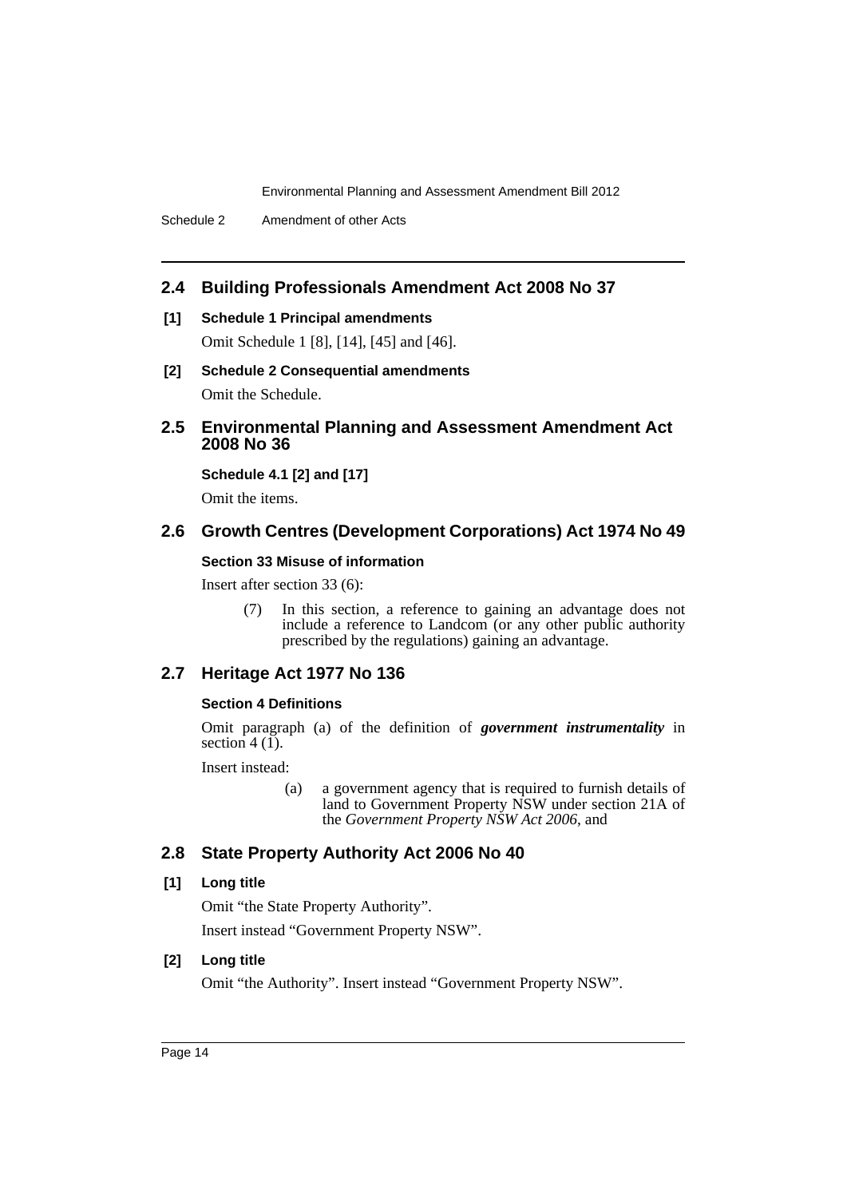## 2.4 Building Professionals Amendment Act 2008 No 37

**[1] Schedule 1 Principal amendments**

Omit Schedule 1 [8], [14], [45] and [46].

**[2] Schedule 2 Consequential amendments**

Omit the Schedule.

## 2.5 Environmental Planning and Assessment Amendment Act 2008 No 36

**Schedule 4.1 [2] and [17]**

Omit the items.

## 2.6 Growth Centres (Development Corporations) Act 1974 No 49

**Section 33 Misuse of information**

Insert after section 33 (6):

> (7) In this section, a reference to gaining an advantage does not include a reference to Landcom (or any other public authority prescribed by the regulations) gaining an advantage.

## 2.7 Heritage Act 1977 No 136

**Section 4 Definitions**

Omit paragraph (a) of the definition of ***government instrumentality*** in section 4 (1).

Insert instead:

> (a) a government agency that is required to furnish details of land to Government Property NSW under section 21A of the *Government Property NSW Act 2006*, and

## 2.8 State Property Authority Act 2006 No 40

**[1] Long title**

Omit "the State Property Authority".

Insert instead "Government Property NSW".

**[2] Long title**

Omit "the Authority". Insert instead "Government Property NSW".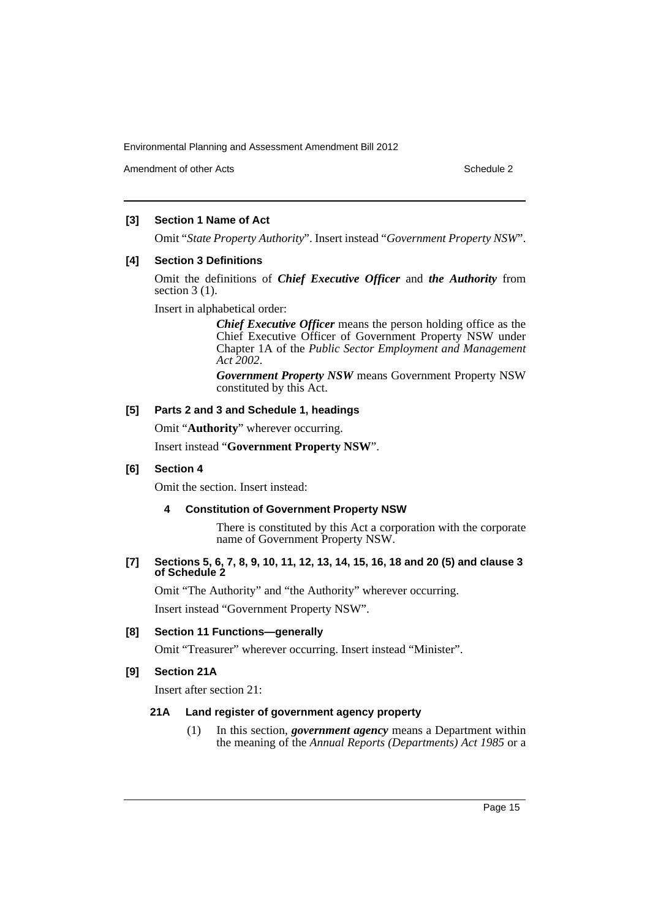**[3] Section 1 Name of Act**

Omit "*State Property Authority*". Insert instead "*Government Property NSW*".

**[4] Section 3 Definitions**

Omit the definitions of ***Chief Executive Officer*** and ***the Authority*** from section 3 (1).

Insert in alphabetical order:

> ***Chief Executive Officer*** means the person holding office as the Chief Executive Officer of Government Property NSW under Chapter 1A of the *Public Sector Employment and Management Act 2002*.
>
> ***Government Property NSW*** means Government Property NSW constituted by this Act.

**[5] Parts 2 and 3 and Schedule 1, headings**

Omit "**Authority**" wherever occurring.

Insert instead "**Government Property NSW**".

**[6] Section 4**

Omit the section. Insert instead:

> **4 Constitution of Government Property NSW**
>
> There is constituted by this Act a corporation with the corporate name of Government Property NSW.

**[7] Sections 5, 6, 7, 8, 9, 10, 11, 12, 13, 14, 15, 16, 18 and 20 (5) and clause 3 of Schedule 2**

Omit "The Authority" and "the Authority" wherever occurring.

Insert instead "Government Property NSW".

**[8] Section 11 Functions—generally**

Omit "Treasurer" wherever occurring. Insert instead "Minister".

**[9] Section 21A**

Insert after section 21:

> **21A Land register of government agency property**
>
> (1) In this section, ***government agency*** means a Department within the meaning of the *Annual Reports (Departments) Act 1985* or a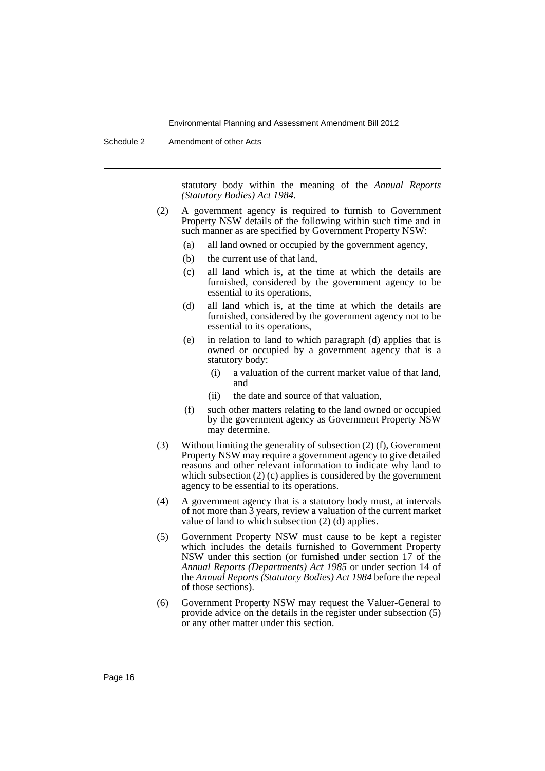statutory body within the meaning of the *Annual Reports (Statutory Bodies) Act 1984*.

(2) A government agency is required to furnish to Government Property NSW details of the following within such time and in such manner as are specified by Government Property NSW:

(a) all land owned or occupied by the government agency,

(b) the current use of that land,

(c) all land which is, at the time at which the details are furnished, considered by the government agency to be essential to its operations,

(d) all land which is, at the time at which the details are furnished, considered by the government agency not to be essential to its operations,

(e) in relation to land to which paragraph (d) applies that is owned or occupied by a government agency that is a statutory body:

(i) a valuation of the current market value of that land, and

(ii) the date and source of that valuation,

(f) such other matters relating to the land owned or occupied by the government agency as Government Property NSW may determine.

(3) Without limiting the generality of subsection (2) (f), Government Property NSW may require a government agency to give detailed reasons and other relevant information to indicate why land to which subsection (2) (c) applies is considered by the government agency to be essential to its operations.

(4) A government agency that is a statutory body must, at intervals of not more than 3 years, review a valuation of the current market value of land to which subsection (2) (d) applies.

(5) Government Property NSW must cause to be kept a register which includes the details furnished to Government Property NSW under this section (or furnished under section 17 of the *Annual Reports (Departments) Act 1985* or under section 14 of the *Annual Reports (Statutory Bodies) Act 1984* before the repeal of those sections).

(6) Government Property NSW may request the Valuer-General to provide advice on the details in the register under subsection (5) or any other matter under this section.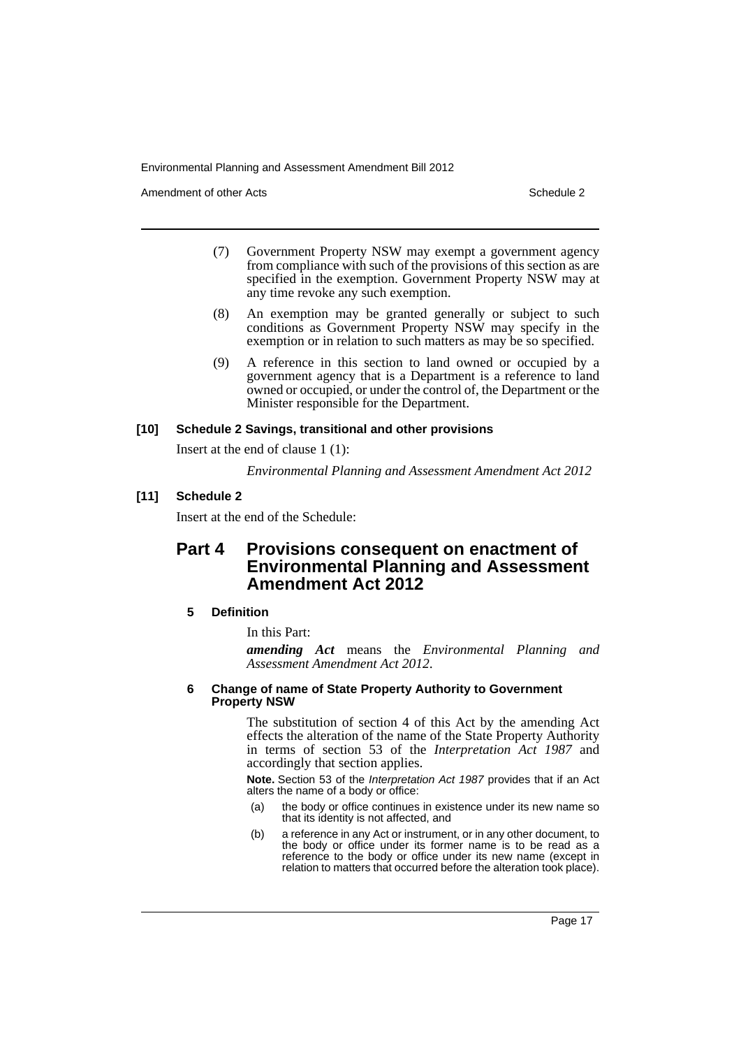(7) Government Property NSW may exempt a government agency from compliance with such of the provisions of this section as are specified in the exemption. Government Property NSW may at any time revoke any such exemption.

(8) An exemption may be granted generally or subject to such conditions as Government Property NSW may specify in the exemption or in relation to such matters as may be so specified.

(9) A reference in this section to land owned or occupied by a government agency that is a Department is a reference to land owned or occupied, or under the control of, the Department or the Minister responsible for the Department.

**[10] Schedule 2 Savings, transitional and other provisions**

Insert at the end of clause 1 (1):

*Environmental Planning and Assessment Amendment Act 2012*

**[11] Schedule 2**

Insert at the end of the Schedule:

## Part 4 Provisions consequent on enactment of Environmental Planning and Assessment Amendment Act 2012

### 5 Definition

In this Part:

***amending Act*** means the *Environmental Planning and Assessment Amendment Act 2012*.

### 6 Change of name of State Property Authority to Government Property NSW

The substitution of section 4 of this Act by the amending Act effects the alteration of the name of the State Property Authority in terms of section 53 of the *Interpretation Act 1987* and accordingly that section applies.

**Note.** Section 53 of the *Interpretation Act 1987* provides that if an Act alters the name of a body or office:

(a) the body or office continues in existence under its new name so that its identity is not affected, and

(b) a reference in any Act or instrument, or in any other document, to the body or office under its former name is to be read as a reference to the body or office under its new name (except in relation to matters that occurred before the alteration took place).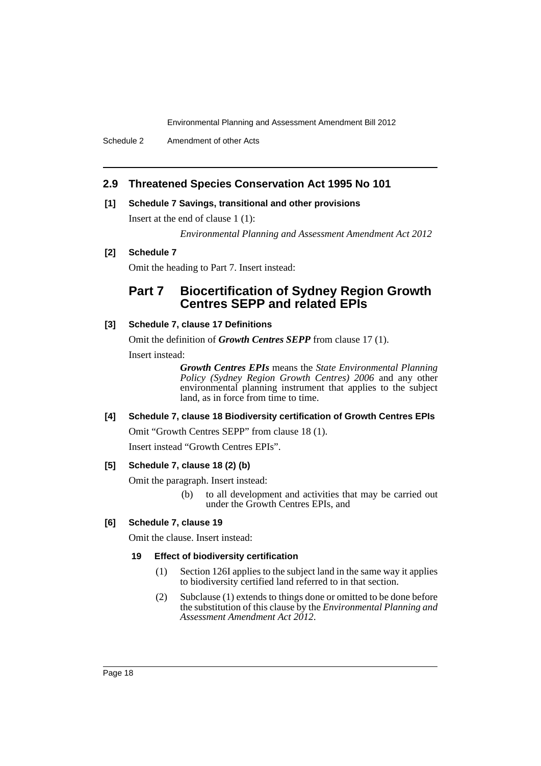## 2.9 Threatened Species Conservation Act 1995 No 101

**[1] Schedule 7 Savings, transitional and other provisions**

Insert at the end of clause 1 (1):

*Environmental Planning and Assessment Amendment Act 2012*

**[2] Schedule 7**

Omit the heading to Part 7. Insert instead:

# Part 7 Biocertification of Sydney Region Growth Centres SEPP and related EPIs

**[3] Schedule 7, clause 17 Definitions**

Omit the definition of ***Growth Centres SEPP*** from clause 17 (1).

Insert instead:

> ***Growth Centres EPIs*** means the *State Environmental Planning Policy (Sydney Region Growth Centres) 2006* and any other environmental planning instrument that applies to the subject land, as in force from time to time.

**[4] Schedule 7, clause 18 Biodiversity certification of Growth Centres EPIs**

Omit "Growth Centres SEPP" from clause 18 (1).

Insert instead "Growth Centres EPIs".

**[5] Schedule 7, clause 18 (2) (b)**

Omit the paragraph. Insert instead:

> (b) to all development and activities that may be carried out under the Growth Centres EPIs, and

**[6] Schedule 7, clause 19**

Omit the clause. Insert instead:

**19 Effect of biodiversity certification**

(1) Section 126I applies to the subject land in the same way it applies to biodiversity certified land referred to in that section.

(2) Subclause (1) extends to things done or omitted to be done before the substitution of this clause by the *Environmental Planning and Assessment Amendment Act 2012*.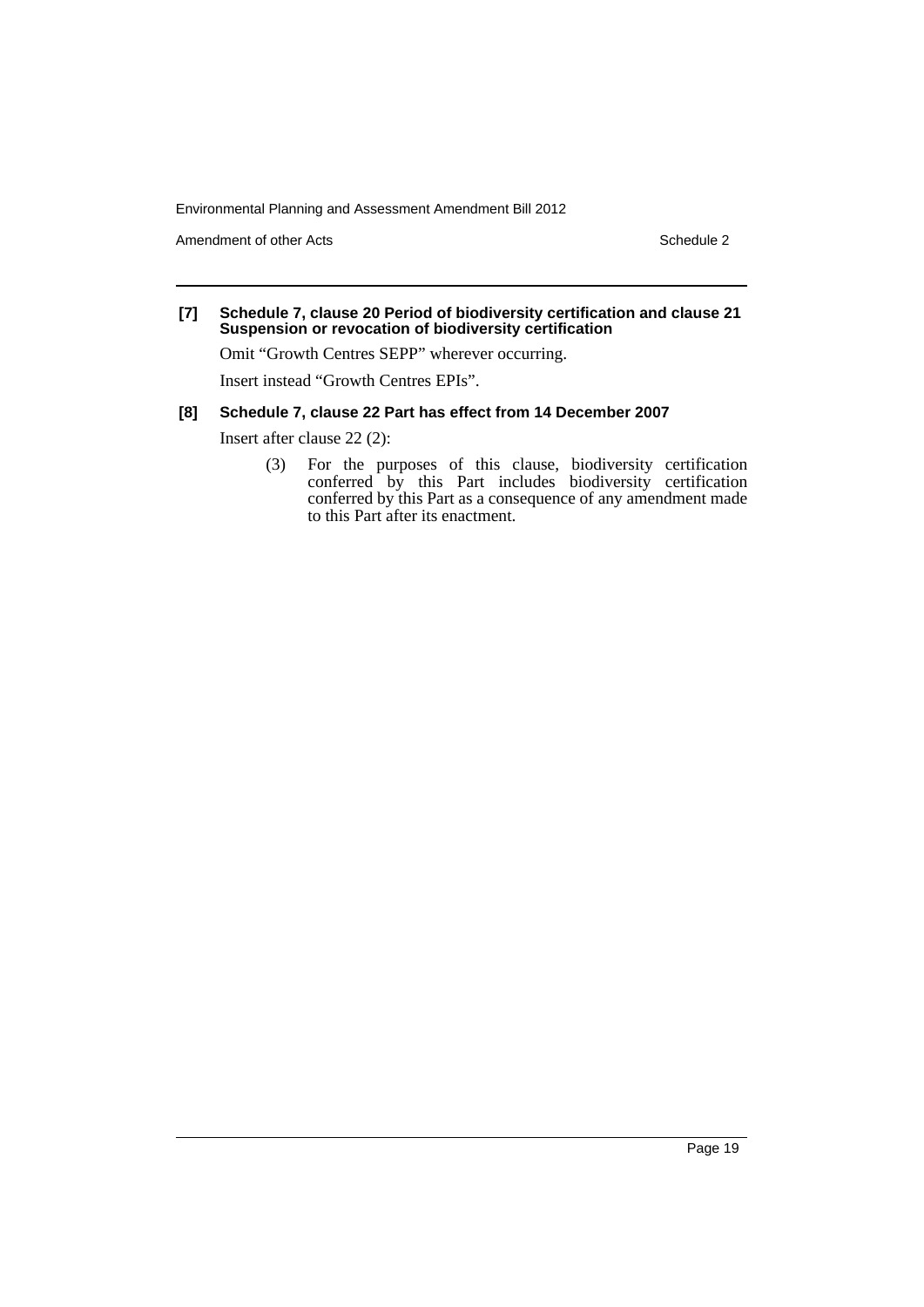**[7] Schedule 7, clause 20 Period of biodiversity certification and clause 21 Suspension or revocation of biodiversity certification**

Omit "Growth Centres SEPP" wherever occurring.

Insert instead "Growth Centres EPIs".

**[8] Schedule 7, clause 22 Part has effect from 14 December 2007**

Insert after clause 22 (2):

> (3) For the purposes of this clause, biodiversity certification conferred by this Part includes biodiversity certification conferred by this Part as a consequence of any amendment made to this Part after its enactment.